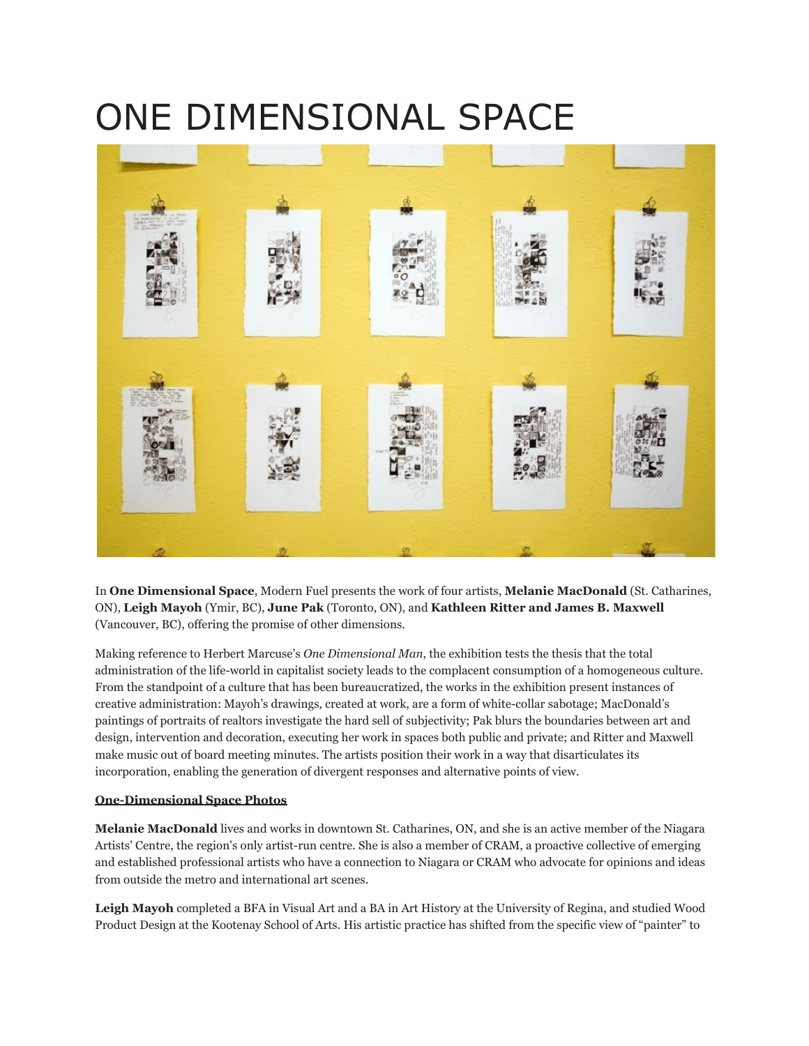# ONE DIMENSIONAL SPACE

In **One Dimensional Space**, Modern Fuel presents the work of four artists, **Melanie MacDonald** (St. Catharines, ON), **Leigh Mayoh** (Ymir, BC), **June Pak** (Toronto, ON), and **Kathleen Ritter and James B. Maxwell** (Vancouver, BC), offering the promise of other dimensions.

Making reference to Herbert Marcuse's *One Dimensional Man*, the exhibition tests the thesis that the total administration of the life-world in capitalist society leads to the complacent consumption of a homogeneous culture. From the standpoint of a culture that has been bureaucratized, the works in the exhibition present instances of creative administration: Mayoh's drawings, created at work, are a form of white-collar sabotage; MacDonald's paintings of portraits of realtors investigate the hard sell of subjectivity; Pak blurs the boundaries between art and design, intervention and decoration, executing her work in spaces both public and private; and Ritter and Maxwell make music out of board meeting minutes. The artists position their work in a way that disarticulates its incorporation, enabling the generation of divergent responses and alternative points of view.

**One-Dimensional Space Photos**

**Melanie MacDonald** lives and works in downtown St. Catharines, ON, and she is an active member of the Niagara Artists' Centre, the region's only artist-run centre. She is also a member of CRAM, a proactive collective of emerging and established professional artists who have a connection to Niagara or CRAM who advocate for opinions and ideas from outside the metro and international art scenes.

**Leigh Mayoh** completed a BFA in Visual Art and a BA in Art History at the University of Regina, and studied Wood Product Design at the Kootenay School of Arts. His artistic practice has shifted from the specific view of "painter" to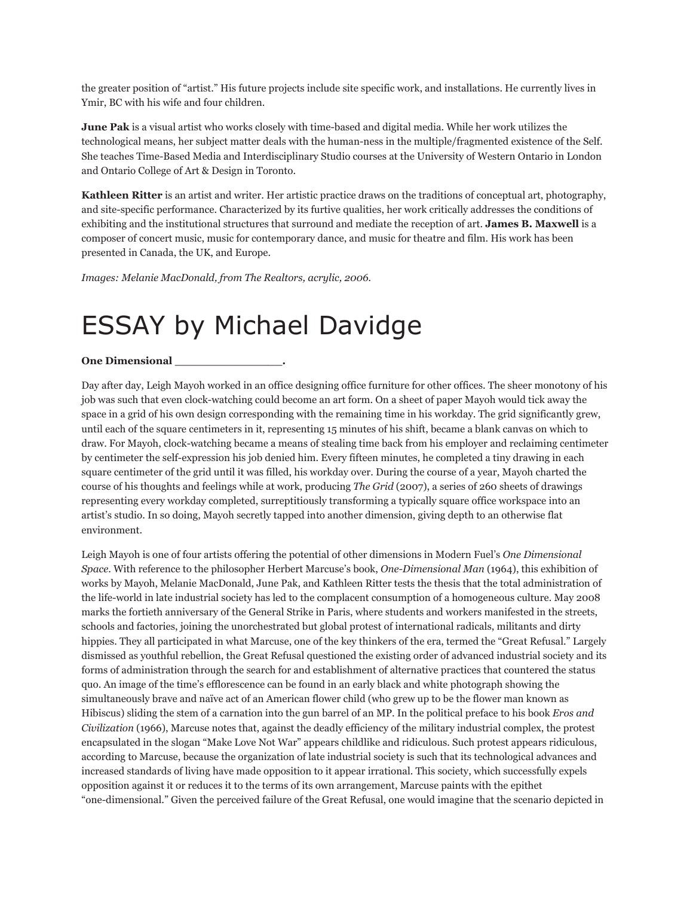the greater position of "artist." His future projects include site specific work, and installations. He currently lives in Ymir, BC with his wife and four children.

**June Pak** is a visual artist who works closely with time-based and digital media. While her work utilizes the technological means, her subject matter deals with the human-ness in the multiple/fragmented existence of the Self. She teaches Time-Based Media and Interdisciplinary Studio courses at the University of Western Ontario in London and Ontario College of Art & Design in Toronto.

**Kathleen Ritter** is an artist and writer. Her artistic practice draws on the traditions of conceptual art, photography, and site-specific performance. Characterized by its furtive qualities, her work critically addresses the conditions of exhibiting and the institutional structures that surround and mediate the reception of art. **James B. Maxwell** is a composer of concert music, music for contemporary dance, and music for theatre and film. His work has been presented in Canada, the UK, and Europe.

*Images: Melanie MacDonald, from The Realtors, acrylic, 2006.*

# ESSAY by Michael Davidge

**One Dimensional _______________.**

Day after day, Leigh Mayoh worked in an office designing office furniture for other offices. The sheer monotony of his job was such that even clock-watching could become an art form. On a sheet of paper Mayoh would tick away the space in a grid of his own design corresponding with the remaining time in his workday. The grid significantly grew, until each of the square centimeters in it, representing 15 minutes of his shift, became a blank canvas on which to draw. For Mayoh, clock-watching became a means of stealing time back from his employer and reclaiming centimeter by centimeter the self-expression his job denied him. Every fifteen minutes, he completed a tiny drawing in each square centimeter of the grid until it was filled, his workday over. During the course of a year, Mayoh charted the course of his thoughts and feelings while at work, producing *The Grid* (2007), a series of 260 sheets of drawings representing every workday completed, surreptitiously transforming a typically square office workspace into an artist's studio. In so doing, Mayoh secretly tapped into another dimension, giving depth to an otherwise flat environment.

Leigh Mayoh is one of four artists offering the potential of other dimensions in Modern Fuel's *One Dimensional Space*. With reference to the philosopher Herbert Marcuse's book, *One-Dimensional Man* (1964), this exhibition of works by Mayoh, Melanie MacDonald, June Pak, and Kathleen Ritter tests the thesis that the total administration of the life-world in late industrial society has led to the complacent consumption of a homogeneous culture. May 2008 marks the fortieth anniversary of the General Strike in Paris, where students and workers manifested in the streets, schools and factories, joining the unorchestrated but global protest of international radicals, militants and dirty hippies. They all participated in what Marcuse, one of the key thinkers of the era, termed the "Great Refusal." Largely dismissed as youthful rebellion, the Great Refusal questioned the existing order of advanced industrial society and its forms of administration through the search for and establishment of alternative practices that countered the status quo. An image of the time's efflorescence can be found in an early black and white photograph showing the simultaneously brave and naïve act of an American flower child (who grew up to be the flower man known as Hibiscus) sliding the stem of a carnation into the gun barrel of an MP. In the political preface to his book *Eros and Civilization* (1966), Marcuse notes that, against the deadly efficiency of the military industrial complex, the protest encapsulated in the slogan "Make Love Not War" appears childlike and ridiculous. Such protest appears ridiculous, according to Marcuse, because the organization of late industrial society is such that its technological advances and increased standards of living have made opposition to it appear irrational. This society, which successfully expels opposition against it or reduces it to the terms of its own arrangement, Marcuse paints with the epithet "one-dimensional." Given the perceived failure of the Great Refusal, one would imagine that the scenario depicted in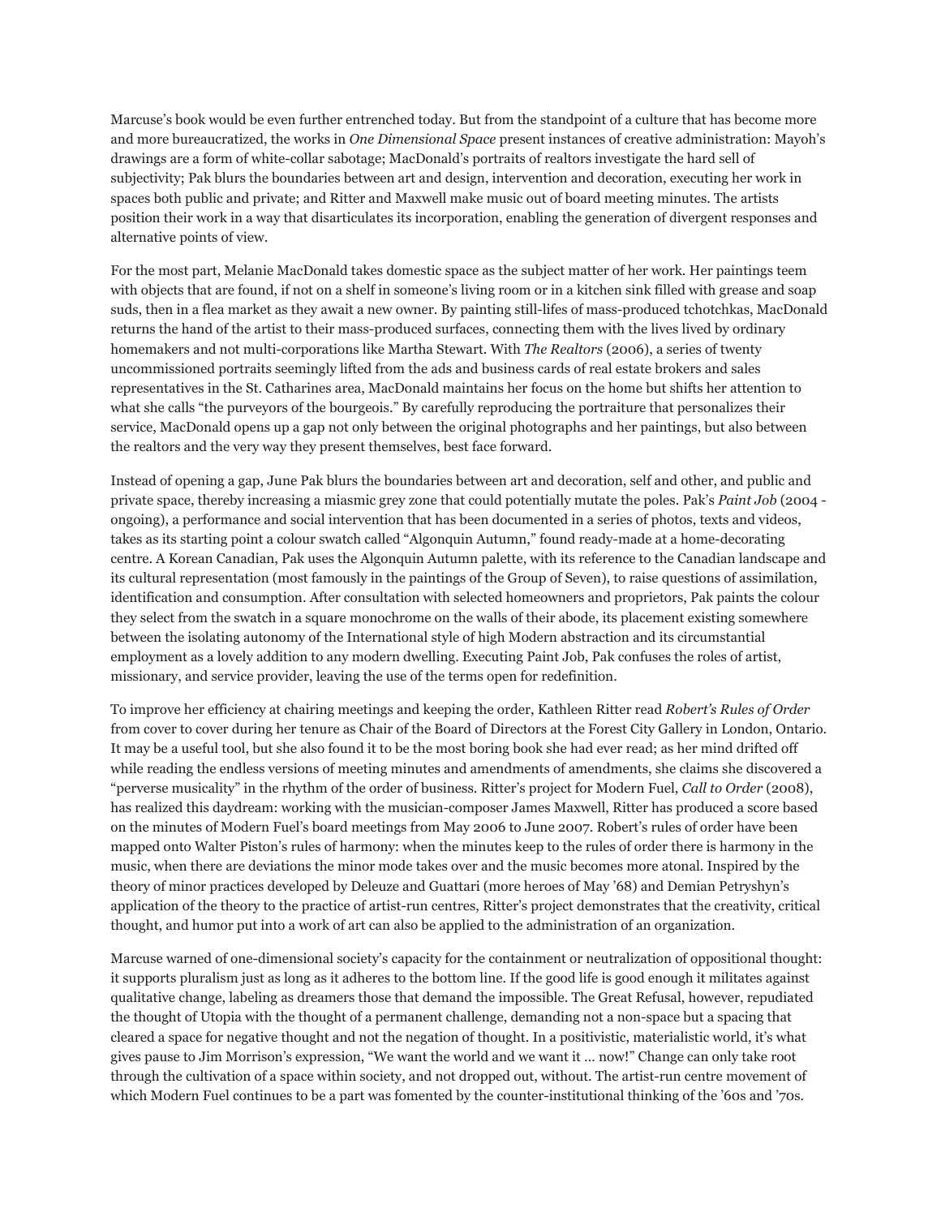Marcuse's book would be even further entrenched today. But from the standpoint of a culture that has become more and more bureaucratized, the works in *One Dimensional Space* present instances of creative administration: Mayoh's drawings are a form of white-collar sabotage; MacDonald's portraits of realtors investigate the hard sell of subjectivity; Pak blurs the boundaries between art and design, intervention and decoration, executing her work in spaces both public and private; and Ritter and Maxwell make music out of board meeting minutes. The artists position their work in a way that disarticulates its incorporation, enabling the generation of divergent responses and alternative points of view.

For the most part, Melanie MacDonald takes domestic space as the subject matter of her work. Her paintings teem with objects that are found, if not on a shelf in someone's living room or in a kitchen sink filled with grease and soap suds, then in a flea market as they await a new owner. By painting still-lifes of mass-produced tchotchkas, MacDonald returns the hand of the artist to their mass-produced surfaces, connecting them with the lives lived by ordinary homemakers and not multi-corporations like Martha Stewart. With *The Realtors* (2006), a series of twenty uncommissioned portraits seemingly lifted from the ads and business cards of real estate brokers and sales representatives in the St. Catharines area, MacDonald maintains her focus on the home but shifts her attention to what she calls "the purveyors of the bourgeois." By carefully reproducing the portraiture that personalizes their service, MacDonald opens up a gap not only between the original photographs and her paintings, but also between the realtors and the very way they present themselves, best face forward.

Instead of opening a gap, June Pak blurs the boundaries between art and decoration, self and other, and public and private space, thereby increasing a miasmic grey zone that could potentially mutate the poles. Pak's *Paint Job* (2004 - ongoing), a performance and social intervention that has been documented in a series of photos, texts and videos, takes as its starting point a colour swatch called "Algonquin Autumn," found ready-made at a home-decorating centre. A Korean Canadian, Pak uses the Algonquin Autumn palette, with its reference to the Canadian landscape and its cultural representation (most famously in the paintings of the Group of Seven), to raise questions of assimilation, identification and consumption. After consultation with selected homeowners and proprietors, Pak paints the colour they select from the swatch in a square monochrome on the walls of their abode, its placement existing somewhere between the isolating autonomy of the International style of high Modern abstraction and its circumstantial employment as a lovely addition to any modern dwelling. Executing Paint Job, Pak confuses the roles of artist, missionary, and service provider, leaving the use of the terms open for redefinition.

To improve her efficiency at chairing meetings and keeping the order, Kathleen Ritter read *Robert's Rules of Order* from cover to cover during her tenure as Chair of the Board of Directors at the Forest City Gallery in London, Ontario. It may be a useful tool, but she also found it to be the most boring book she had ever read; as her mind drifted off while reading the endless versions of meeting minutes and amendments of amendments, she claims she discovered a "perverse musicality" in the rhythm of the order of business. Ritter's project for Modern Fuel, *Call to Order* (2008), has realized this daydream: working with the musician-composer James Maxwell, Ritter has produced a score based on the minutes of Modern Fuel's board meetings from May 2006 to June 2007. Robert's rules of order have been mapped onto Walter Piston's rules of harmony: when the minutes keep to the rules of order there is harmony in the music, when there are deviations the minor mode takes over and the music becomes more atonal. Inspired by the theory of minor practices developed by Deleuze and Guattari (more heroes of May '68) and Demian Petryshyn's application of the theory to the practice of artist-run centres, Ritter's project demonstrates that the creativity, critical thought, and humor put into a work of art can also be applied to the administration of an organization.

Marcuse warned of one-dimensional society's capacity for the containment or neutralization of oppositional thought: it supports pluralism just as long as it adheres to the bottom line. If the good life is good enough it militates against qualitative change, labeling as dreamers those that demand the impossible. The Great Refusal, however, repudiated the thought of Utopia with the thought of a permanent challenge, demanding not a non-space but a spacing that cleared a space for negative thought and not the negation of thought. In a positivistic, materialistic world, it's what gives pause to Jim Morrison's expression, "We want the world and we want it … now!" Change can only take root through the cultivation of a space within society, and not dropped out, without. The artist-run centre movement of which Modern Fuel continues to be a part was fomented by the counter-institutional thinking of the '60s and '70s.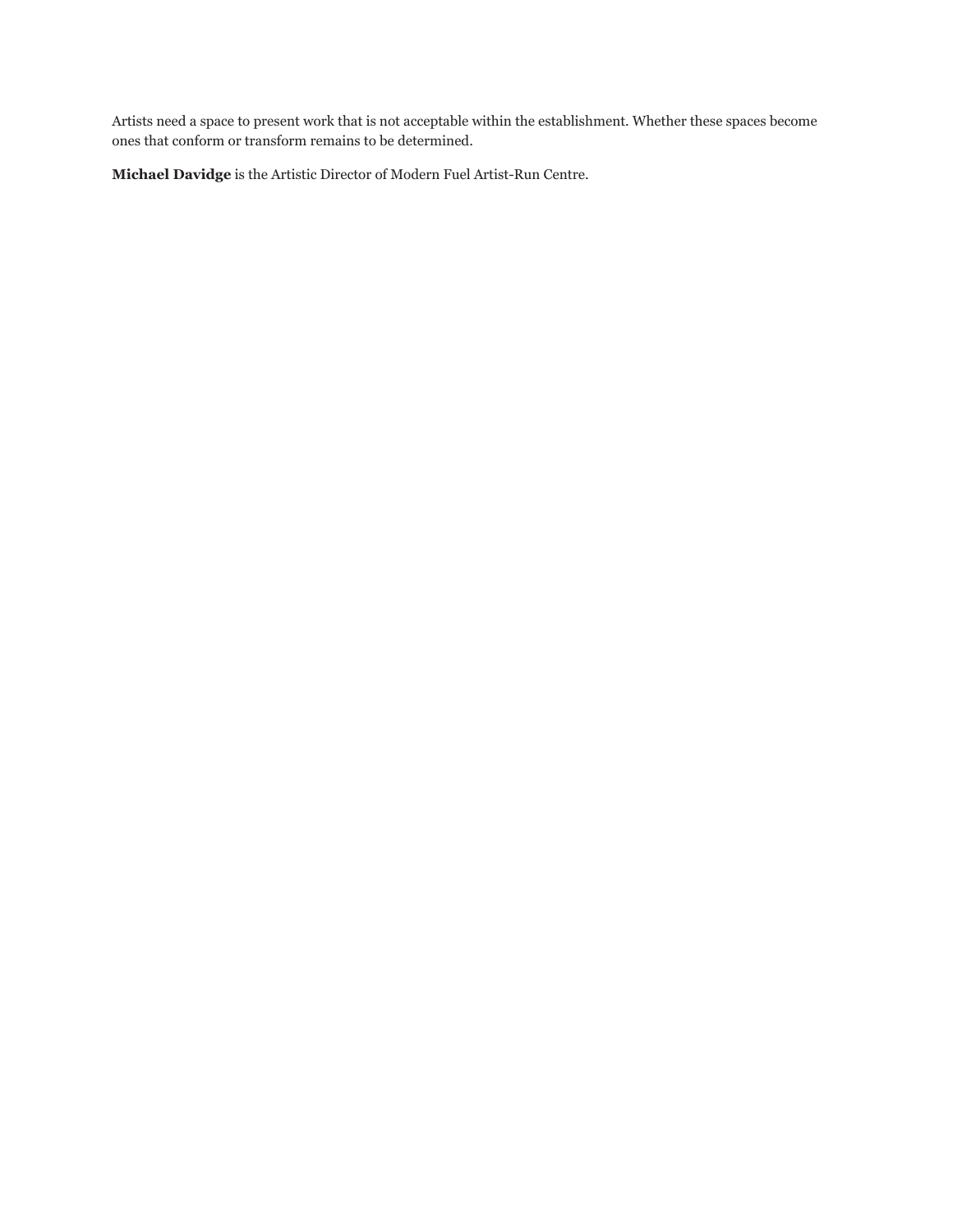Artists need a space to present work that is not acceptable within the establishment. Whether these spaces become ones that conform or transform remains to be determined.

**Michael Davidge** is the Artistic Director of Modern Fuel Artist-Run Centre.